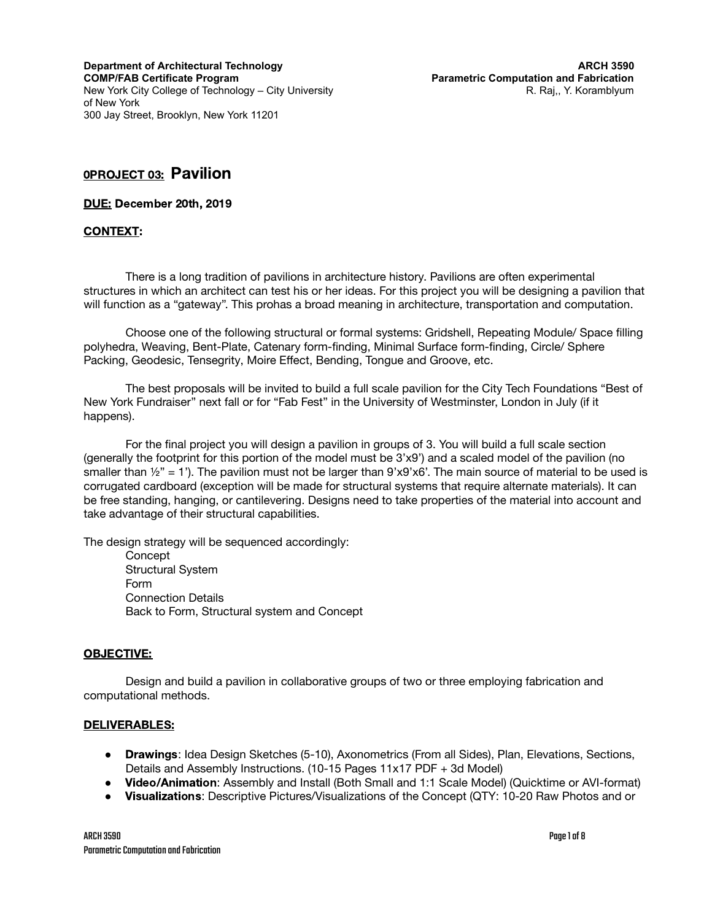**Department of Architectural Technology**
**COMP/FAB Certificate Program**
New York City College of Technology – City University of New York
300 Jay Street, Brooklyn, New York 11201

**ARCH 3590**
**Parametric Computation and Fabrication**
R. Raj,, Y. Koramblyum

## 0PROJECT 03: Pavilion

**DUE: December 20th, 2019**

**CONTEXT:**

There is a long tradition of pavilions in architecture history. Pavilions are often experimental structures in which an architect can test his or her ideas. For this project you will be designing a pavilion that will function as a "gateway". This prohas a broad meaning in architecture, transportation and computation.

Choose one of the following structural or formal systems: Gridshell, Repeating Module/ Space filling polyhedra, Weaving, Bent-Plate, Catenary form-finding, Minimal Surface form-finding, Circle/ Sphere Packing, Geodesic, Tensegrity, Moire Effect, Bending, Tongue and Groove, etc.

The best proposals will be invited to build a full scale pavilion for the City Tech Foundations "Best of New York Fundraiser" next fall or for "Fab Fest" in the University of Westminster, London in July (if it happens).

For the final project you will design a pavilion in groups of 3. You will build a full scale section (generally the footprint for this portion of the model must be 3'x9') and a scaled model of the pavilion (no smaller than ½" = 1'). The pavilion must not be larger than 9'x9'x6'. The main source of material to be used is corrugated cardboard (exception will be made for structural systems that require alternate materials). It can be free standing, hanging, or cantilevering. Designs need to take properties of the material into account and take advantage of their structural capabilities.

The design strategy will be sequenced accordingly:

Concept
Structural System
Form
Connection Details
Back to Form, Structural system and Concept

**OBJECTIVE:**

Design and build a pavilion in collaborative groups of two or three employing fabrication and computational methods.

**DELIVERABLES:**

- **Drawings**: Idea Design Sketches (5-10), Axonometrics (From all Sides), Plan, Elevations, Sections, Details and Assembly Instructions. (10-15 Pages 11x17 PDF + 3d Model)
- **Video/Animation**: Assembly and Install (Both Small and 1:1 Scale Model) (Quicktime or AVI-format)
- **Visualizations**: Descriptive Pictures/Visualizations of the Concept (QTY: 10-20 Raw Photos and or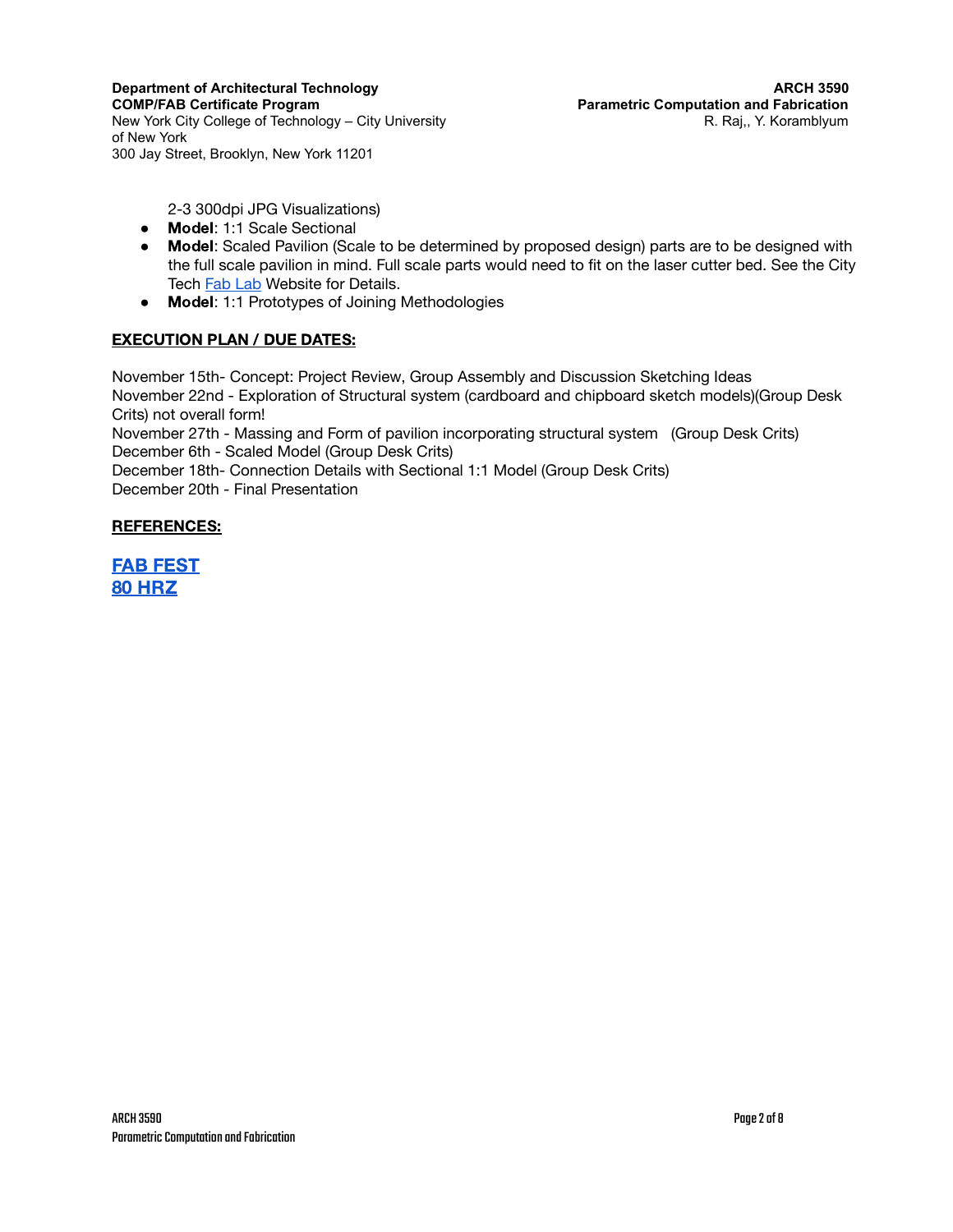2-3 300dpi JPG Visualizations)

- **Model**: 1:1 Scale Sectional
- **Model**: Scaled Pavilion (Scale to be determined by proposed design) parts are to be designed with the full scale pavilion in mind. Full scale parts would need to fit on the laser cutter bed. See the City Tech Fab Lab Website for Details.
- **Model**: 1:1 Prototypes of Joining Methodologies

## EXECUTION PLAN / DUE DATES:

November 15th- Concept: Project Review, Group Assembly and Discussion Sketching Ideas
November 22nd - Exploration of Structural system (cardboard and chipboard sketch models)(Group Desk Crits) not overall form!
November 27th - Massing and Form of pavilion incorporating structural system (Group Desk Crits)
December 6th - Scaled Model (Group Desk Crits)
December 18th- Connection Details with Sectional 1:1 Model (Group Desk Crits)
December 20th - Final Presentation

## REFERENCES:

**FAB FEST**
**80 HRZ**